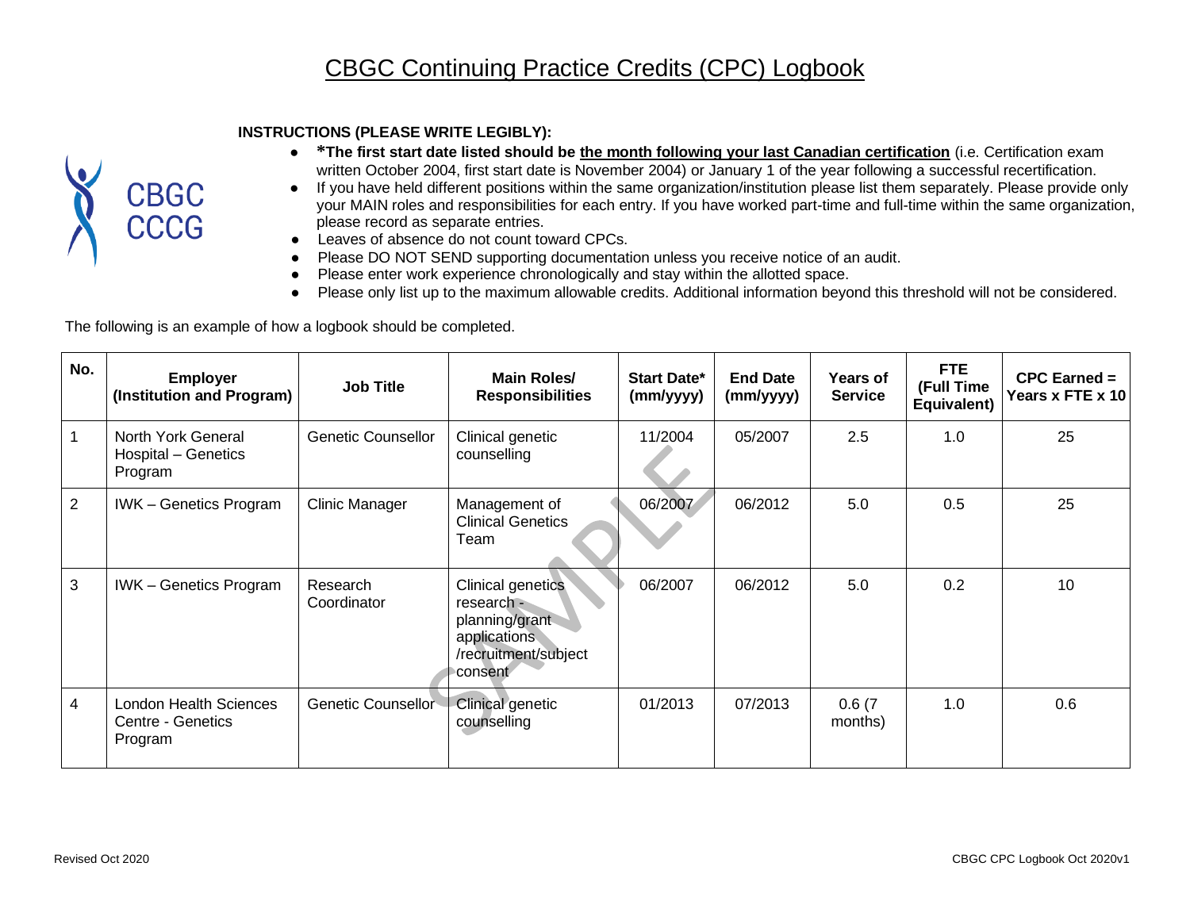# CBGC Continuing Practice Credits (CPC) Logbook

CBGC
CCCG

**INSTRUCTIONS (PLEASE WRITE LEGIBLY):**

- ***The first start date listed should be the month following your last Canadian certification** (i.e. Certification exam written October 2004, first start date is November 2004) or January 1 of the year following a successful recertification.
- If you have held different positions within the same organization/institution please list them separately. Please provide only your MAIN roles and responsibilities for each entry. If you have worked part-time and full-time within the same organization, please record as separate entries.
- Leaves of absence do not count toward CPCs.
- Please DO NOT SEND supporting documentation unless you receive notice of an audit.
- Please enter work experience chronologically and stay within the allotted space.
- Please only list up to the maximum allowable credits. Additional information beyond this threshold will not be considered.

The following is an example of how a logbook should be completed.

| No. | Employer (Institution and Program) | Job Title | Main Roles/ Responsibilities | Start Date* (mm/yyyy) | End Date (mm/yyyy) | Years of Service | FTE (Full Time Equivalent) | CPC Earned = Years x FTE x 10 |
|---|---|---|---|---|---|---|---|---|
| 1 | North York General Hospital – Genetics Program | Genetic Counsellor | Clinical genetic counselling | 11/2004 | 05/2007 | 2.5 | 1.0 | 25 |
| 2 | IWK – Genetics Program | Clinic Manager | Management of Clinical Genetics Team | 06/2007 | 06/2012 | 5.0 | 0.5 | 25 |
| 3 | IWK – Genetics Program | Research Coordinator | Clinical genetics research - planning/grant applications /recruitment/subject consent | 06/2007 | 06/2012 | 5.0 | 0.2 | 10 |
| 4 | London Health Sciences Centre - Genetics Program | Genetic Counsellor | Clinical genetic counselling | 01/2013 | 07/2013 | 0.6 (7 months) | 1.0 | 0.6 |

SAMPLE

Revised Oct 2020

CBGC CPC Logbook Oct 2020v1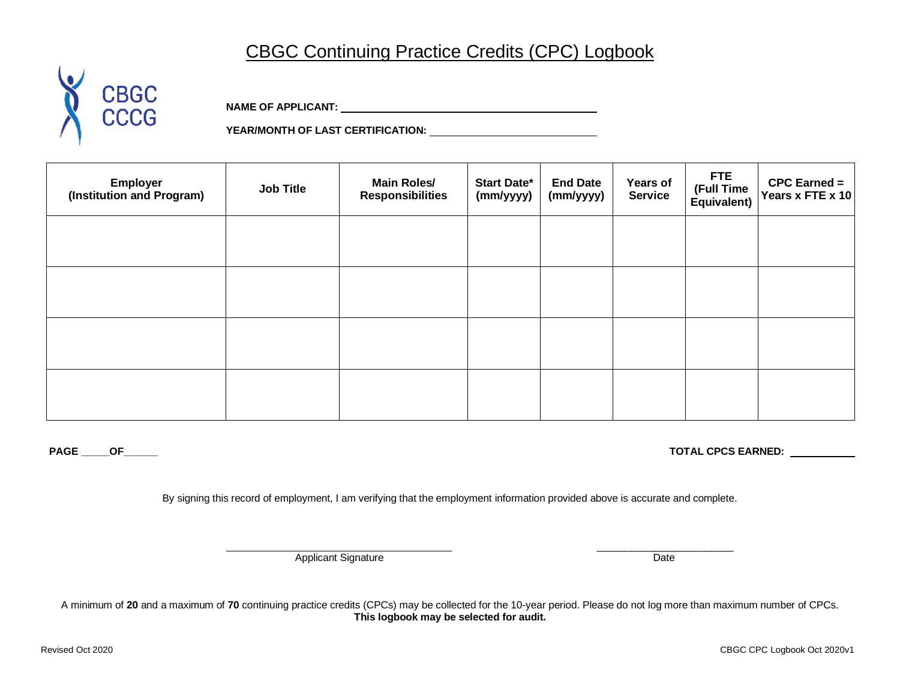# CBGC Continuing Practice Credits (CPC) Logbook

CBGC
CCCG

**NAME OF APPLICANT:** ______________________________

**YEAR/MONTH OF LAST CERTIFICATION:** ____________________

| Employer (Institution and Program) | Job Title | Main Roles/ Responsibilities | Start Date* (mm/yyyy) | End Date (mm/yyyy) | Years of Service | FTE (Full Time Equivalent) | CPC Earned = Years x FTE x 10 |
|---|---|---|---|---|---|---|---|
| | | | | | | | |
| | | | | | | | |
| | | | | | | | |
| | | | | | | | |

**PAGE \_\_\_\_\_OF\_\_\_\_\_\_**

**TOTAL CPCS EARNED:** ___________

By signing this record of employment, I am verifying that the employment information provided above is accurate and complete.

______________________________
Applicant Signature

______________________________
Date

A minimum of **20** and a maximum of **70** continuing practice credits (CPCs) may be collected for the 10-year period. Please do not log more than maximum number of CPCs.
**This logbook may be selected for audit.**

Revised Oct 2020

CBGC CPC Logbook Oct 2020v1